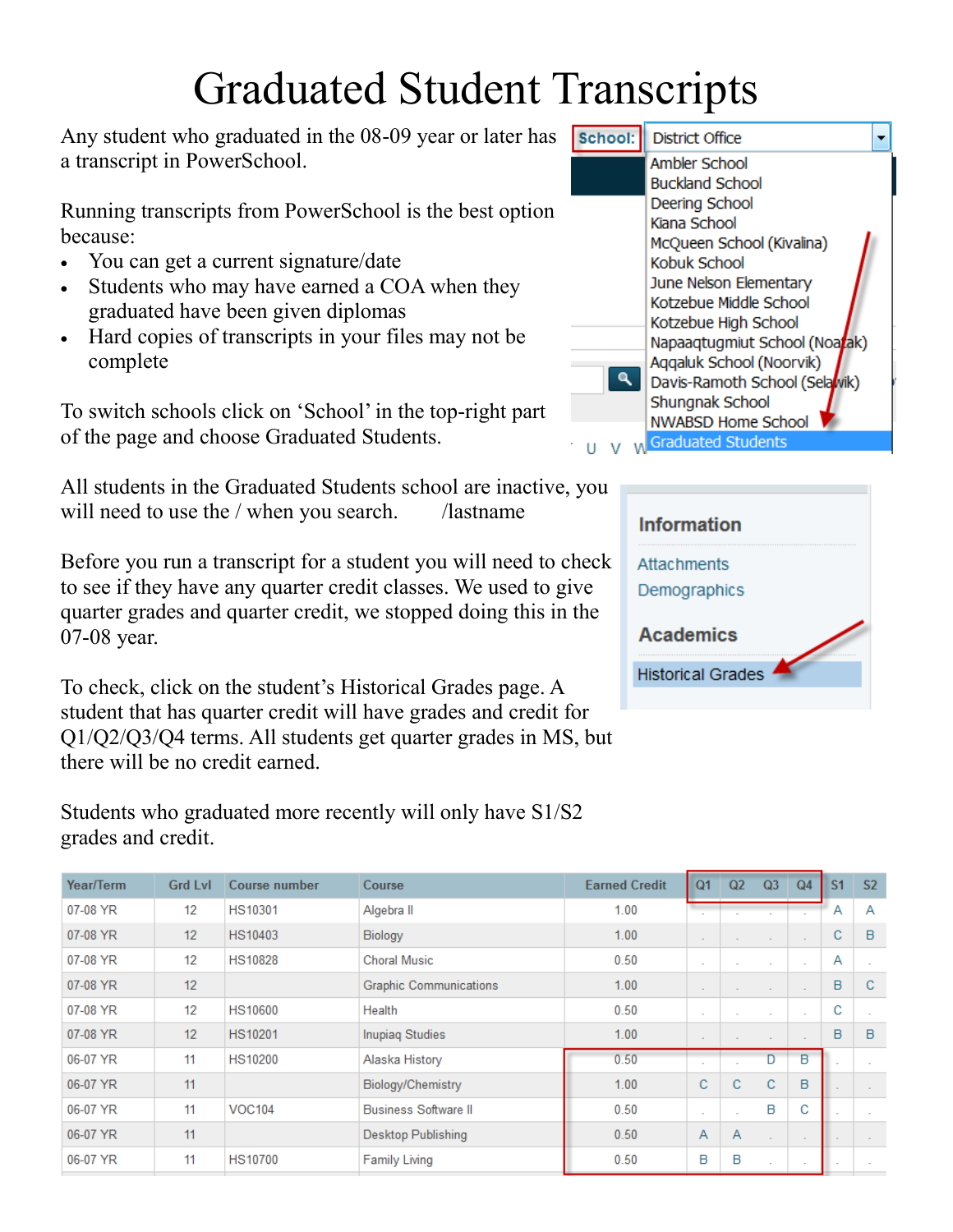# Graduated Student Transcripts

Any student who graduated in the 08-09 year or later has a transcript in PowerSchool.

Running transcripts from PowerSchool is the best option because:

- You can get a current signature/date
- Students who may have earned a COA when they graduated have been given diplomas
- Hard copies of transcripts in your files may not be complete

To switch schools click on 'School' in the top-right part of the page and choose Graduated Students.

School: District Office

- Ambler School
- Buckland School
- Deering School
- Kiana School
- McQueen School (Kivalina)
- Kobuk School
- June Nelson Elementary
- Kotzebue Middle School
- Kotzebue High School
- Napaaqtugmiut School (Noatak)
- Aqqaluk School (Noorvik)
- Davis-Ramoth School (Selawik)
- Shungnak School
- NWABSD Home School
- Graduated Students

All students in the Graduated Students school are inactive, you will need to use the / when you search. /lastname

Before you run a transcript for a student you will need to check to see if they have any quarter credit classes. We used to give quarter grades and quarter credit, we stopped doing this in the 07-08 year.

**Information**

- Attachments
- Demographics

**Academics**

- Historical Grades

To check, click on the student's Historical Grades page. A student that has quarter credit will have grades and credit for Q1/Q2/Q3/Q4 terms. All students get quarter grades in MS, but there will be no credit earned.

Students who graduated more recently will only have S1/S2 grades and credit.

| Year/Term | Grd Lvl | Course number | Course | Earned Credit | Q1 | Q2 | Q3 | Q4 | S1 | S2 |
|---|---|---|---|---|---|---|---|---|---|---|
| 07-08 YR | 12 | HS10301 | Algebra II | 1.00 | . | . | . | . | A | A |
| 07-08 YR | 12 | HS10403 | Biology | 1.00 | . | . | . | . | C | B |
| 07-08 YR | 12 | HS10828 | Choral Music | 0.50 | . | . | . | . | A | . |
| 07-08 YR | 12 | | Graphic Communications | 1.00 | . | . | . | . | B | C |
| 07-08 YR | 12 | HS10600 | Health | 0.50 | . | . | . | . | C | . |
| 07-08 YR | 12 | HS10201 | Inupiaq Studies | 1.00 | . | . | . | . | B | B |
| 06-07 YR | 11 | HS10200 | Alaska History | 0.50 | . | . | D | B | . | . |
| 06-07 YR | 11 | | Biology/Chemistry | 1.00 | C | C | C | B | . | . |
| 06-07 YR | 11 | VOC104 | Business Software II | 0.50 | . | . | B | C | . | . |
| 06-07 YR | 11 | | Desktop Publishing | 0.50 | A | A | . | . | . | . |
| 06-07 YR | 11 | HS10700 | Family Living | 0.50 | B | B | . | . | . | . |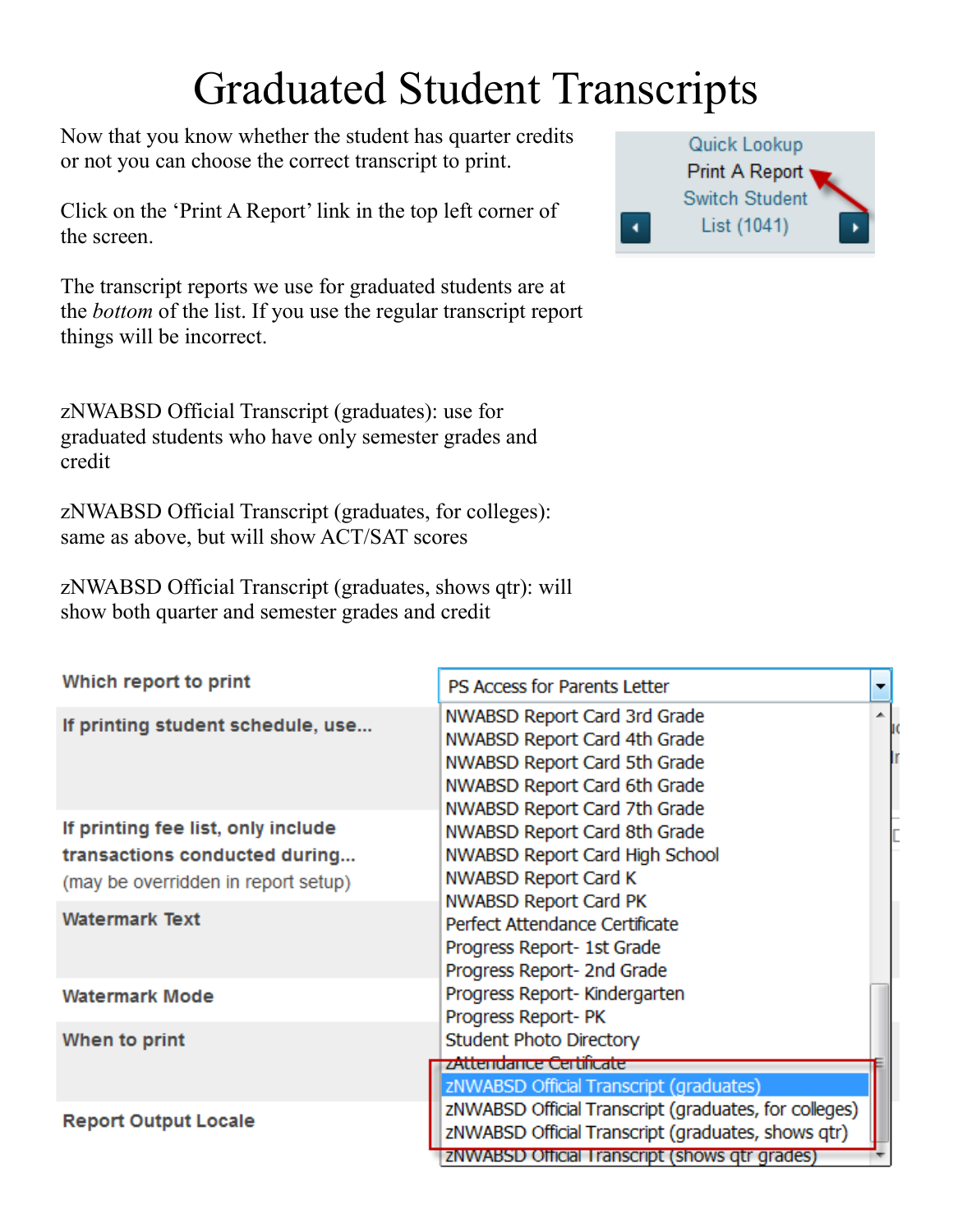# Graduated Student Transcripts

Now that you know whether the student has quarter credits or not you can choose the correct transcript to print.

Click on the 'Print A Report' link in the top left corner of the screen.

The transcript reports we use for graduated students are at the *bottom* of the list. If you use the regular transcript report things will be incorrect.

zNWABSD Official Transcript (graduates): use for graduated students who have only semester grades and credit

zNWABSD Official Transcript (graduates, for colleges): same as above, but will show ACT/SAT scores

zNWABSD Official Transcript (graduates, shows qtr): will show both quarter and semester grades and credit